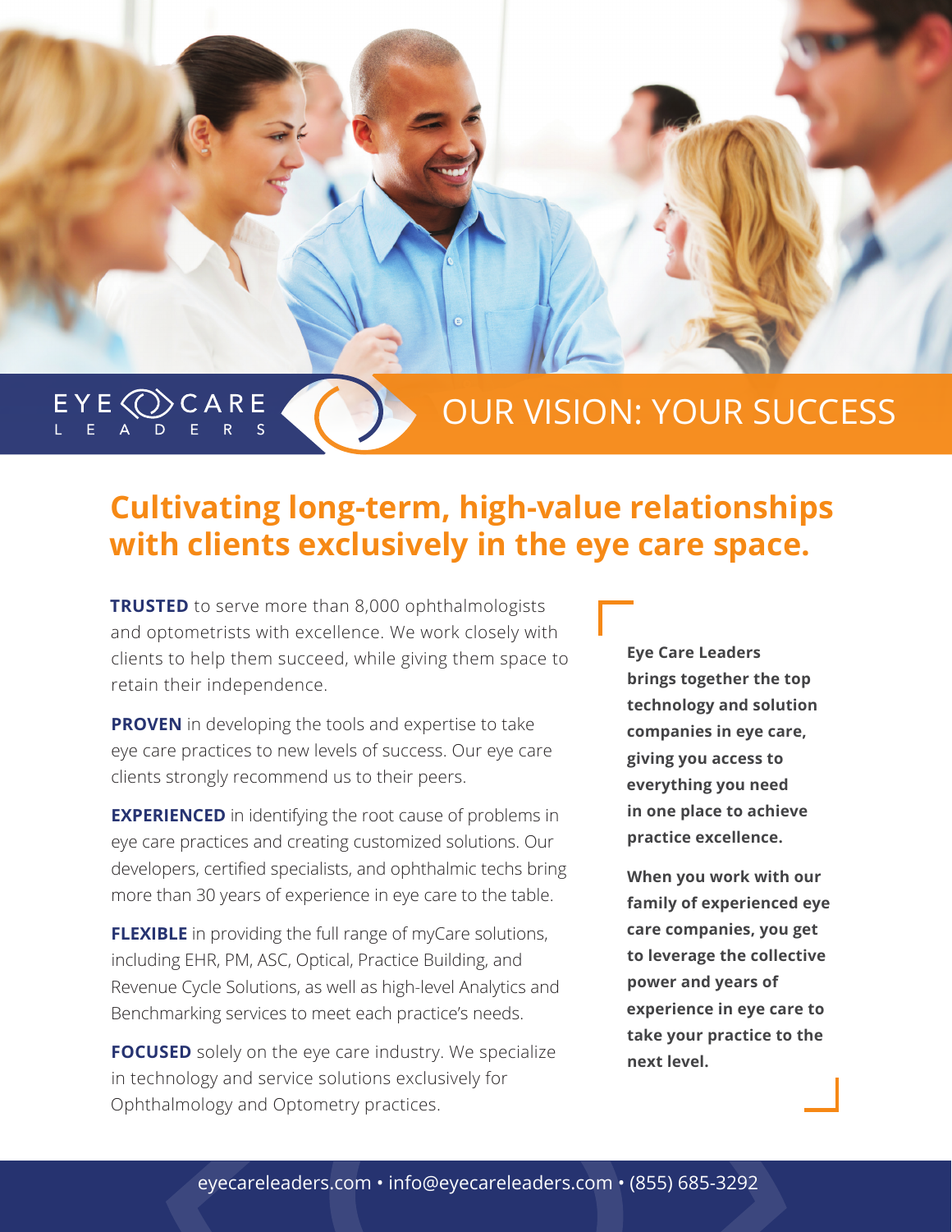EYE CARE LEADERS

# OUR VISION: YOUR SUCCESS

## Cultivating long-term, high-value relationships with clients exclusively in the eye care space.

**TRUSTED** to serve more than 8,000 ophthalmologists and optometrists with excellence. We work closely with clients to help them succeed, while giving them space to retain their independence.

**PROVEN** in developing the tools and expertise to take eye care practices to new levels of success. Our eye care clients strongly recommend us to their peers.

**EXPERIENCED** in identifying the root cause of problems in eye care practices and creating customized solutions. Our developers, certified specialists, and ophthalmic techs bring more than 30 years of experience in eye care to the table.

**FLEXIBLE** in providing the full range of myCare solutions, including EHR, PM, ASC, Optical, Practice Building, and Revenue Cycle Solutions, as well as high-level Analytics and Benchmarking services to meet each practice's needs.

**FOCUSED** solely on the eye care industry. We specialize in technology and service solutions exclusively for Ophthalmology and Optometry practices.

**Eye Care Leaders brings together the top technology and solution companies in eye care, giving you access to everything you need in one place to achieve practice excellence.**

**When you work with our family of experienced eye care companies, you get to leverage the collective power and years of experience in eye care to take your practice to the next level.**

eyecareleaders.com • info@eyecareleaders.com • (855) 685-3292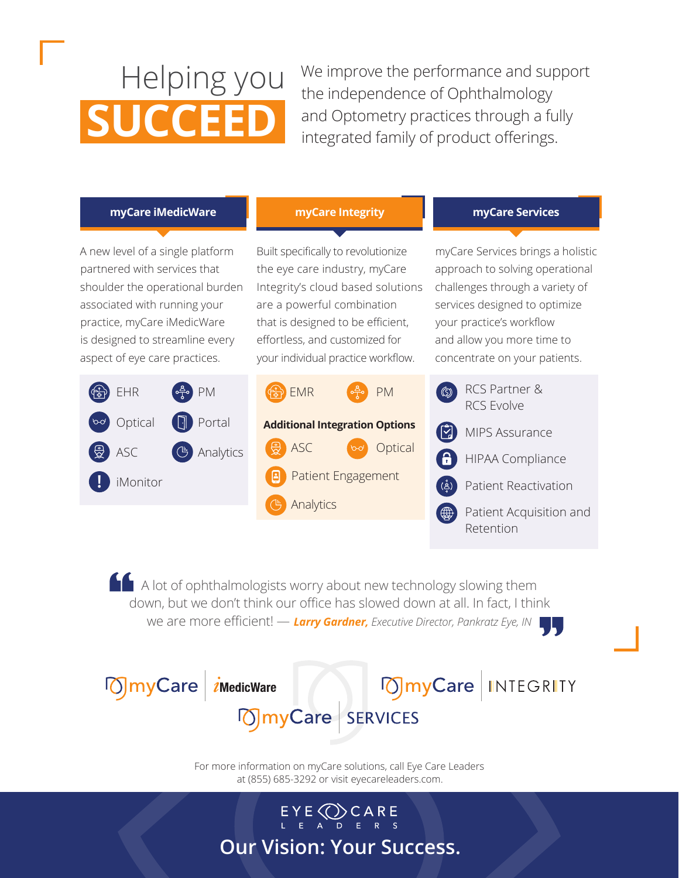# Helping you SUCCEED

We improve the performance and support the independence of Ophthalmology and Optometry practices through a fully integrated family of product offerings.

## myCare iMedicWare

A new level of a single platform partnered with services that shoulder the operational burden associated with running your practice, myCare iMedicWare is designed to streamline every aspect of eye care practices.

- EHR
- PM
- Optical
- Portal
- ASC
- Analytics
- iMonitor

## myCare Integrity

Built specifically to revolutionize the eye care industry, myCare Integrity's cloud based solutions are a powerful combination that is designed to be efficient, effortless, and customized for your individual practice workflow.

- EMR
- PM

**Additional Integration Options**

- ASC
- Optical
- Patient Engagement
- Analytics

## myCare Services

myCare Services brings a holistic approach to solving operational challenges through a variety of services designed to optimize your practice's workflow and allow you more time to concentrate on your patients.

- RCS Partner & RCS Evolve
- MIPS Assurance
- HIPAA Compliance
- Patient Reactivation
- Patient Acquisition and Retention

> A lot of ophthalmologists worry about new technology slowing them down, but we don't think our office has slowed down at all. In fact, I think we are more efficient! — ***Larry Gardner,*** *Executive Director, Pankratz Eye, IN*

myCare | iMedicWare

myCare | INTEGRITY

myCare | SERVICES

For more information on myCare solutions, call Eye Care Leaders at (855) 685-3292 or visit eyecareleaders.com.

EYE CARE LEADERS

**Our Vision: Your Success.**